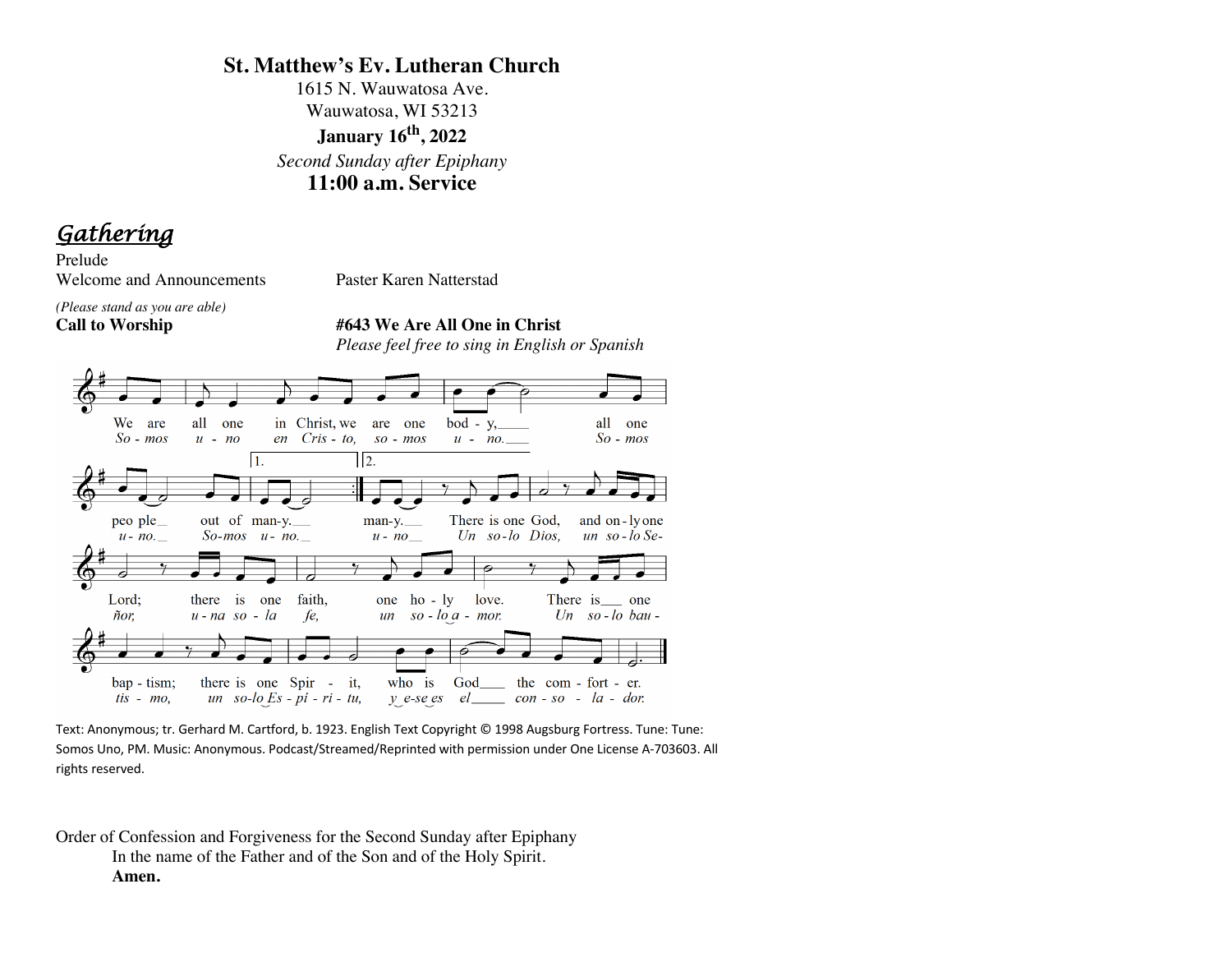**St. Matthew's Ev. Lutheran Church**
1615 N. Wauwatosa Ave.
Wauwatosa, WI 53213
**January 16th, 2022**
*Second Sunday after Epiphany*
**11:00 a.m. Service**

## *Gathering*

Prelude

Welcome and Announcements — Paster Karen Natterstad

*(Please stand as you are able)*

**Call to Worship** — **#643 We Are All One in Christ**
*Please feel free to sing in English or Spanish*

We are all one in Christ, we are one body, all one people out of many. (1.) many. (2.) There is one God, and only one Lord; there is one faith, one holy love. There is one baptism; there is one Spirit, who is God the comforter.

*Somos uno en Cristo, somos uno. Somos uno. Somos uno. Un solo Dios, un solo Señor, una sola fe, un solo amor. Un solo bautismo, un solo Espíritu, y ese es el consolador.*

Text: Anonymous; tr. Gerhard M. Cartford, b. 1923. English Text Copyright © 1998 Augsburg Fortress. Tune: Tune: Somos Uno, PM. Music: Anonymous. Podcast/Streamed/Reprinted with permission under One License A-703603. All rights reserved.

Order of Confession and Forgiveness for the Second Sunday after Epiphany

In the name of the Father and of the Son and of the Holy Spirit.
**Amen.**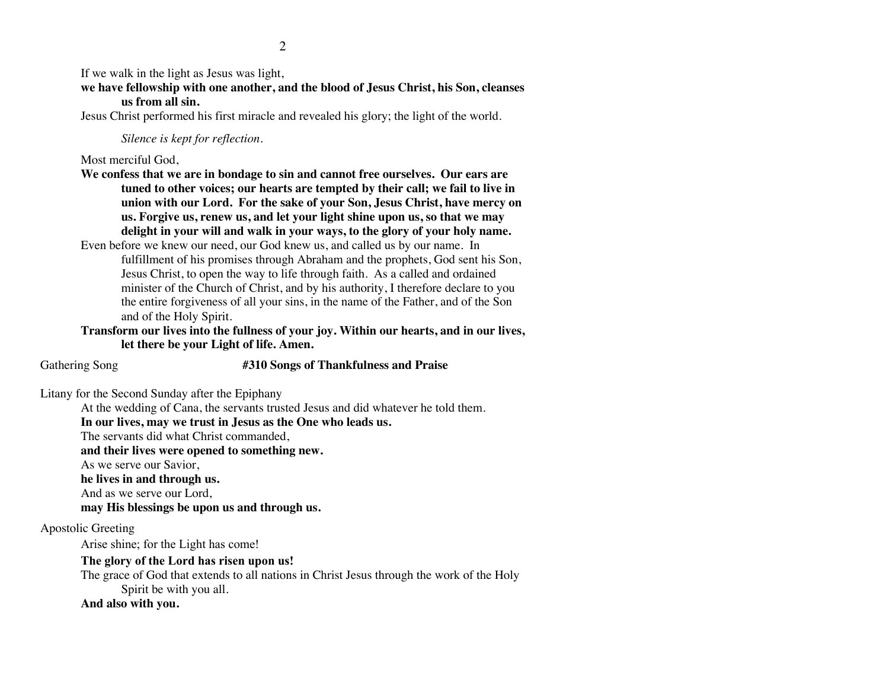If we walk in the light as Jesus was light,

**we have fellowship with one another, and the blood of Jesus Christ, his Son, cleanses us from all sin.**

Jesus Christ performed his first miracle and revealed his glory; the light of the world.

*Silence is kept for reflection.*

Most merciful God,

**We confess that we are in bondage to sin and cannot free ourselves. Our ears are tuned to other voices; our hearts are tempted by their call; we fail to live in union with our Lord. For the sake of your Son, Jesus Christ, have mercy on us. Forgive us, renew us, and let your light shine upon us, so that we may delight in your will and walk in your ways, to the glory of your holy name.**

Even before we knew our need, our God knew us, and called us by our name. In fulfillment of his promises through Abraham and the prophets, God sent his Son, Jesus Christ, to open the way to life through faith. As a called and ordained minister of the Church of Christ, and by his authority, I therefore declare to you the entire forgiveness of all your sins, in the name of the Father, and of the Son and of the Holy Spirit.

**Transform our lives into the fullness of your joy. Within our hearts, and in our lives, let there be your Light of life. Amen.**

Gathering Song **#310 Songs of Thankfulness and Praise**

Litany for the Second Sunday after the Epiphany

At the wedding of Cana, the servants trusted Jesus and did whatever he told them.

**In our lives, may we trust in Jesus as the One who leads us.**

The servants did what Christ commanded,

**and their lives were opened to something new.**

As we serve our Savior,

**he lives in and through us.**

And as we serve our Lord,

**may His blessings be upon us and through us.**

Apostolic Greeting

Arise shine; for the Light has come!

**The glory of the Lord has risen upon us!**

The grace of God that extends to all nations in Christ Jesus through the work of the Holy Spirit be with you all.

**And also with you.**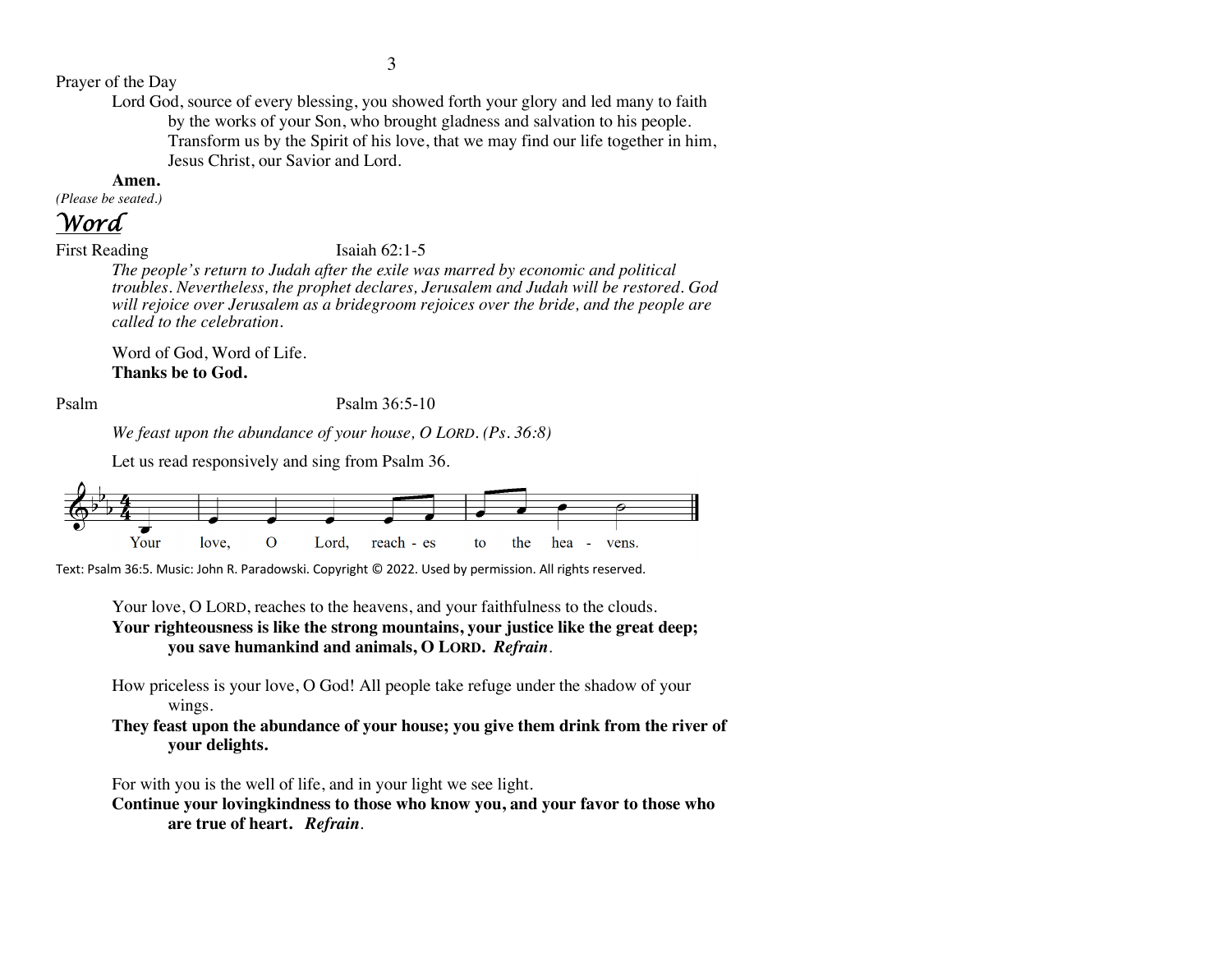Prayer of the Day

Lord God, source of every blessing, you showed forth your glory and led many to faith by the works of your Son, who brought gladness and salvation to his people. Transform us by the Spirit of his love, that we may find our life together in him, Jesus Christ, our Savior and Lord.

**Amen.**

*(Please be seated.)*

# *Word*

First Reading Isaiah 62:1-5

*The people's return to Judah after the exile was marred by economic and political troubles. Nevertheless, the prophet declares, Jerusalem and Judah will be restored. God will rejoice over Jerusalem as a bridegroom rejoices over the bride, and the people are called to the celebration.*

Word of God, Word of Life.
**Thanks be to God.**

Psalm Psalm 36:5-10

*We feast upon the abundance of your house, O LORD. (Ps. 36:8)*

Let us read responsively and sing from Psalm 36.

Your love, O Lord, reach - es to the hea - vens.

Text: Psalm 36:5. Music: John R. Paradowski. Copyright © 2022. Used by permission. All rights reserved.

Your love, O LORD, reaches to the heavens, and your faithfulness to the clouds.
**Your righteousness is like the strong mountains, your justice like the great deep; you save humankind and animals, O LORD.** ***Refrain.***

How priceless is your love, O God! All people take refuge under the shadow of your wings.
**They feast upon the abundance of your house; you give them drink from the river of your delights.**

For with you is the well of life, and in your light we see light.
**Continue your lovingkindness to those who know you, and your favor to those who are true of heart.** ***Refrain.***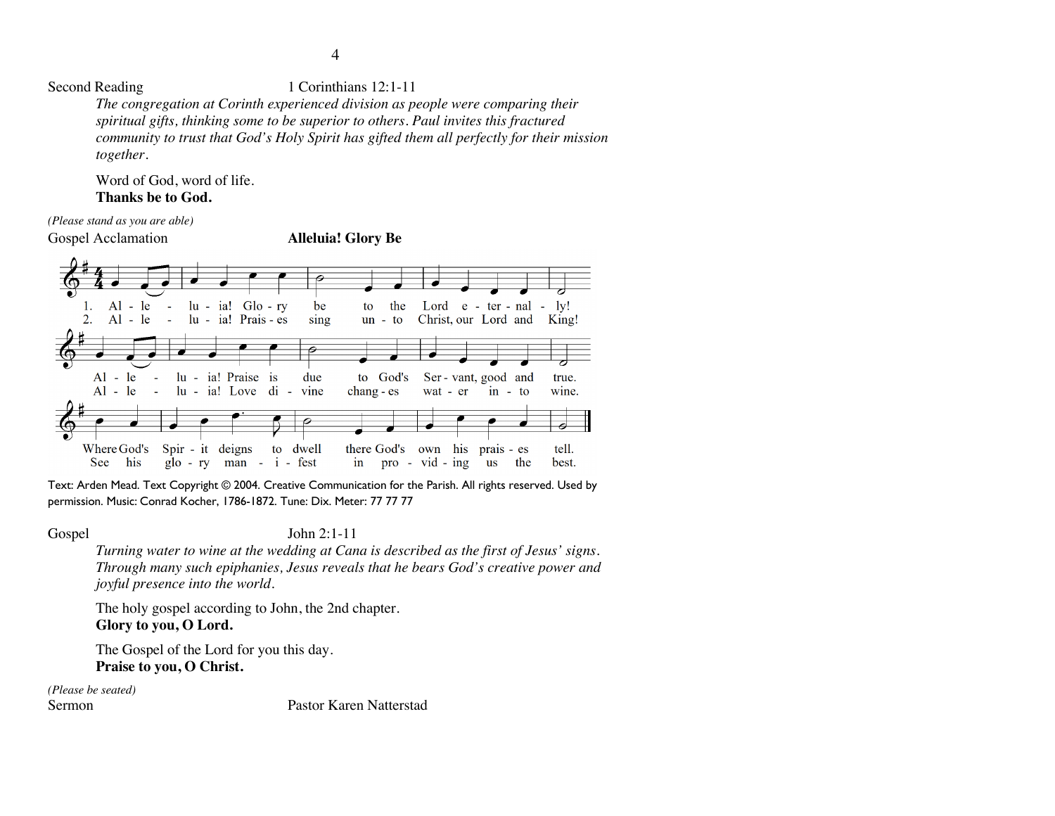Second Reading 1 Corinthians 12:1-11

*The congregation at Corinth experienced division as people were comparing their spiritual gifts, thinking some to be superior to others. Paul invites this fractured community to trust that God's Holy Spirit has gifted them all perfectly for their mission together.*

Word of God, word of life.
**Thanks be to God.**

*(Please stand as you are able)*

Gospel Acclamation **Alleluia! Glory Be**

1. Alleluia! Glory be to the Lord eternally! Alleluia! Praise is due to God's Servant, good and true. Where God's Spirit deigns to dwell there God's own his praises tell.
2. Alleluia! Praises sing unto Christ, our Lord and King! Alleluia! Love divine changes water into wine. See his glory manifest in providing us the best.

Text: Arden Mead. Text Copyright © 2004. Creative Communication for the Parish. All rights reserved. Used by permission. Music: Conrad Kocher, 1786-1872. Tune: Dix. Meter: 77 77 77

Gospel John 2:1-11

*Turning water to wine at the wedding at Cana is described as the first of Jesus' signs. Through many such epiphanies, Jesus reveals that he bears God's creative power and joyful presence into the world.*

The holy gospel according to John, the 2nd chapter.
**Glory to you, O Lord.**

The Gospel of the Lord for you this day.
**Praise to you, O Christ.**

*(Please be seated)*

Sermon Pastor Karen Natterstad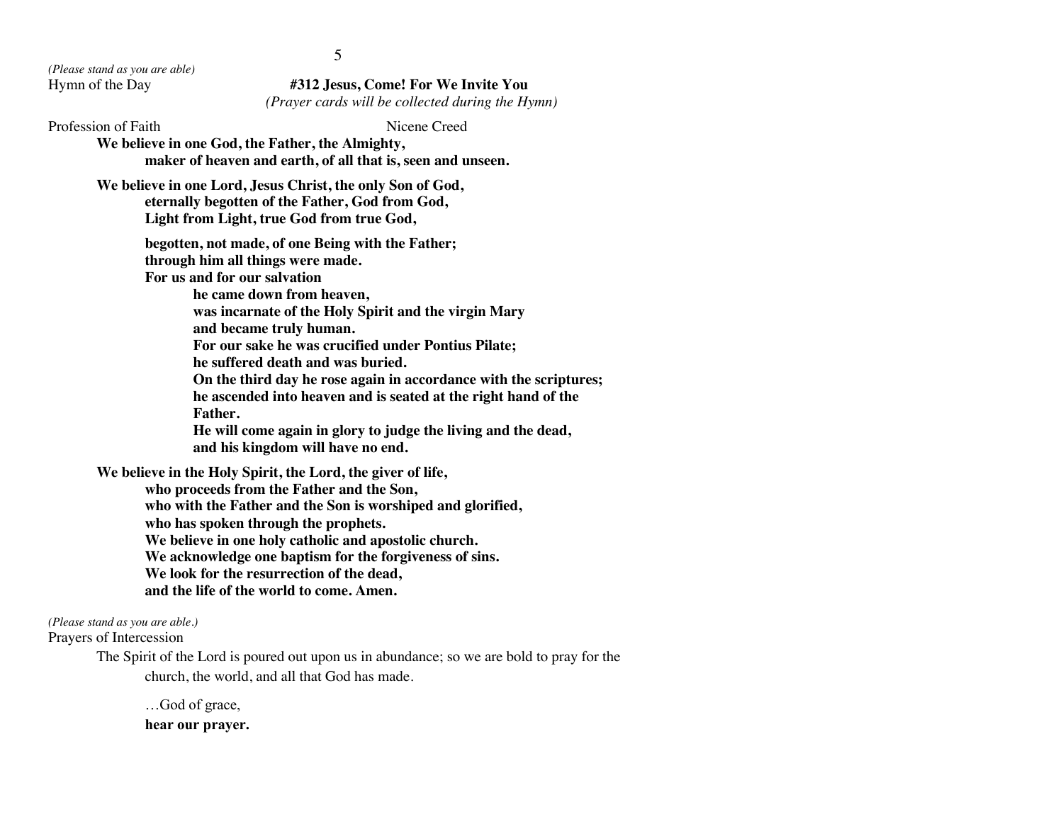*(Please stand as you are able)*

Hymn of the Day **#312 Jesus, Come! For We Invite You**

*(Prayer cards will be collected during the Hymn)*

Profession of Faith Nicene Creed

**We believe in one God, the Father, the Almighty,**
**maker of heaven and earth, of all that is, seen and unseen.**

**We believe in one Lord, Jesus Christ, the only Son of God,**
**eternally begotten of the Father, God from God,**
**Light from Light, true God from true God,**

**begotten, not made, of one Being with the Father;**
**through him all things were made.**
**For us and for our salvation**
**he came down from heaven,**
**was incarnate of the Holy Spirit and the virgin Mary**
**and became truly human.**
**For our sake he was crucified under Pontius Pilate;**
**he suffered death and was buried.**
**On the third day he rose again in accordance with the scriptures;**
**he ascended into heaven and is seated at the right hand of the Father.**
**He will come again in glory to judge the living and the dead,**
**and his kingdom will have no end.**

**We believe in the Holy Spirit, the Lord, the giver of life,**
**who proceeds from the Father and the Son,**
**who with the Father and the Son is worshiped and glorified,**
**who has spoken through the prophets.**
**We believe in one holy catholic and apostolic church.**
**We acknowledge one baptism for the forgiveness of sins.**
**We look for the resurrection of the dead,**
**and the life of the world to come. Amen.**

*(Please stand as you are able.)*

Prayers of Intercession

The Spirit of the Lord is poured out upon us in abundance; so we are bold to pray for the church, the world, and all that God has made.

…God of grace,
**hear our prayer.**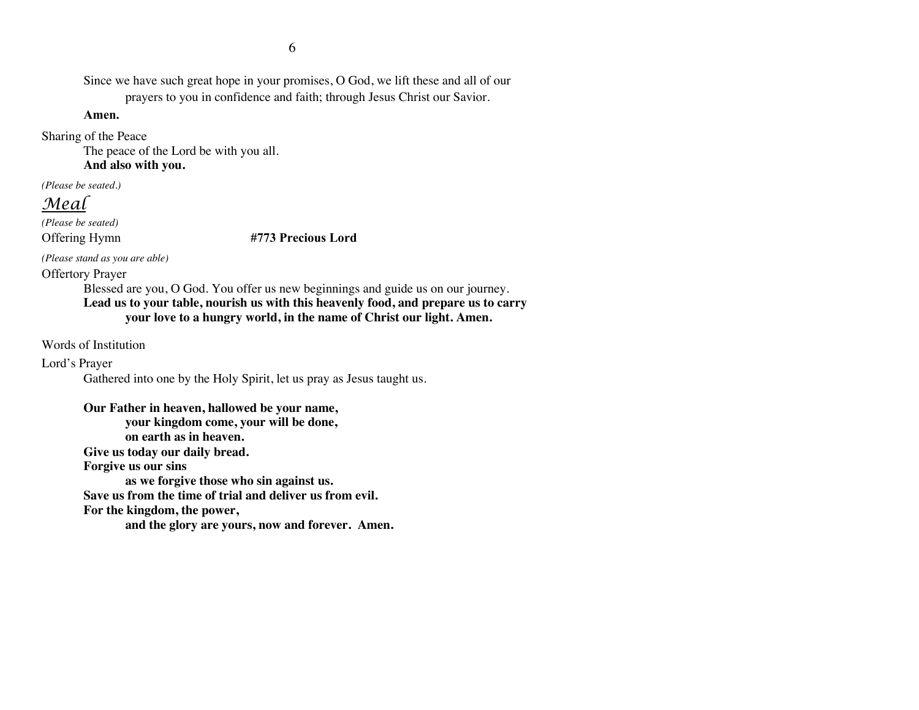Since we have such great hope in your promises, O God, we lift these and all of our prayers to you in confidence and faith; through Jesus Christ our Savior.

**Amen.**

Sharing of the Peace

The peace of the Lord be with you all.
**And also with you.**

*(Please be seated.)*

## *Meal*

*(Please be seated)*

Offering Hymn **#773 Precious Lord**

*(Please stand as you are able)*

Offertory Prayer

Blessed are you, O God. You offer us new beginnings and guide us on our journey.
**Lead us to your table, nourish us with this heavenly food, and prepare us to carry your love to a hungry world, in the name of Christ our light. Amen.**

Words of Institution

Lord's Prayer

Gathered into one by the Holy Spirit, let us pray as Jesus taught us.

**Our Father in heaven, hallowed be your name,**
**your kingdom come, your will be done,**
**on earth as in heaven.**
**Give us today our daily bread.**
**Forgive us our sins**
**as we forgive those who sin against us.**
**Save us from the time of trial and deliver us from evil.**
**For the kingdom, the power,**
**and the glory are yours, now and forever. Amen.**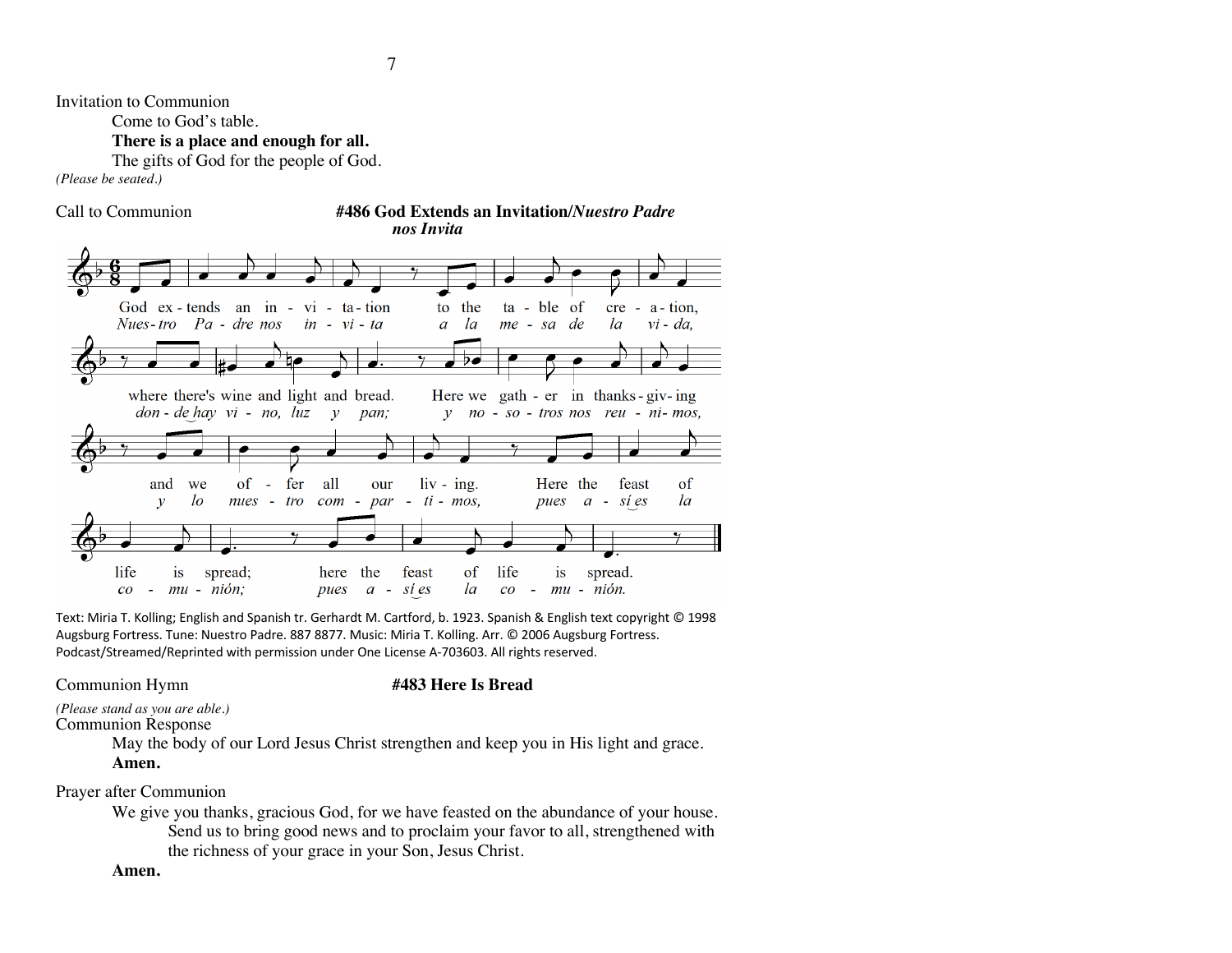Invitation to Communion

Come to God's table.

**There is a place and enough for all.**

The gifts of God for the people of God.

*(Please be seated.)*

Call to Communion **#486 God Extends an Invitation/*Nuestro Padre nos Invita***

God extends an invitation to the table of creation,
where there's wine and light and bread.
Here we gather in thanksgiving
and we offer all our living.
Here the feast of life is spread;
here the feast of life is spread.

*Nuestro Padre nos invita a la mesa de la vida,*
*donde hay vino, luz y pan;*
*y nosotros nos reunimos*
*y lo nuestro compartimos,*
*pues así es la comunión;*
*pues así es la comunión.*

Text: Miria T. Kolling; English and Spanish tr. Gerhardt M. Cartford, b. 1923. Spanish & English text copyright © 1998 Augsburg Fortress. Tune: Nuestro Padre. 887 8877. Music: Miria T. Kolling. Arr. © 2006 Augsburg Fortress. Podcast/Streamed/Reprinted with permission under One License A-703603. All rights reserved.

Communion Hymn **#483 Here Is Bread**

*(Please stand as you are able.)*

Communion Response

May the body of our Lord Jesus Christ strengthen and keep you in His light and grace.

**Amen.**

Prayer after Communion

We give you thanks, gracious God, for we have feasted on the abundance of your house. Send us to bring good news and to proclaim your favor to all, strengthened with the richness of your grace in your Son, Jesus Christ.

**Amen.**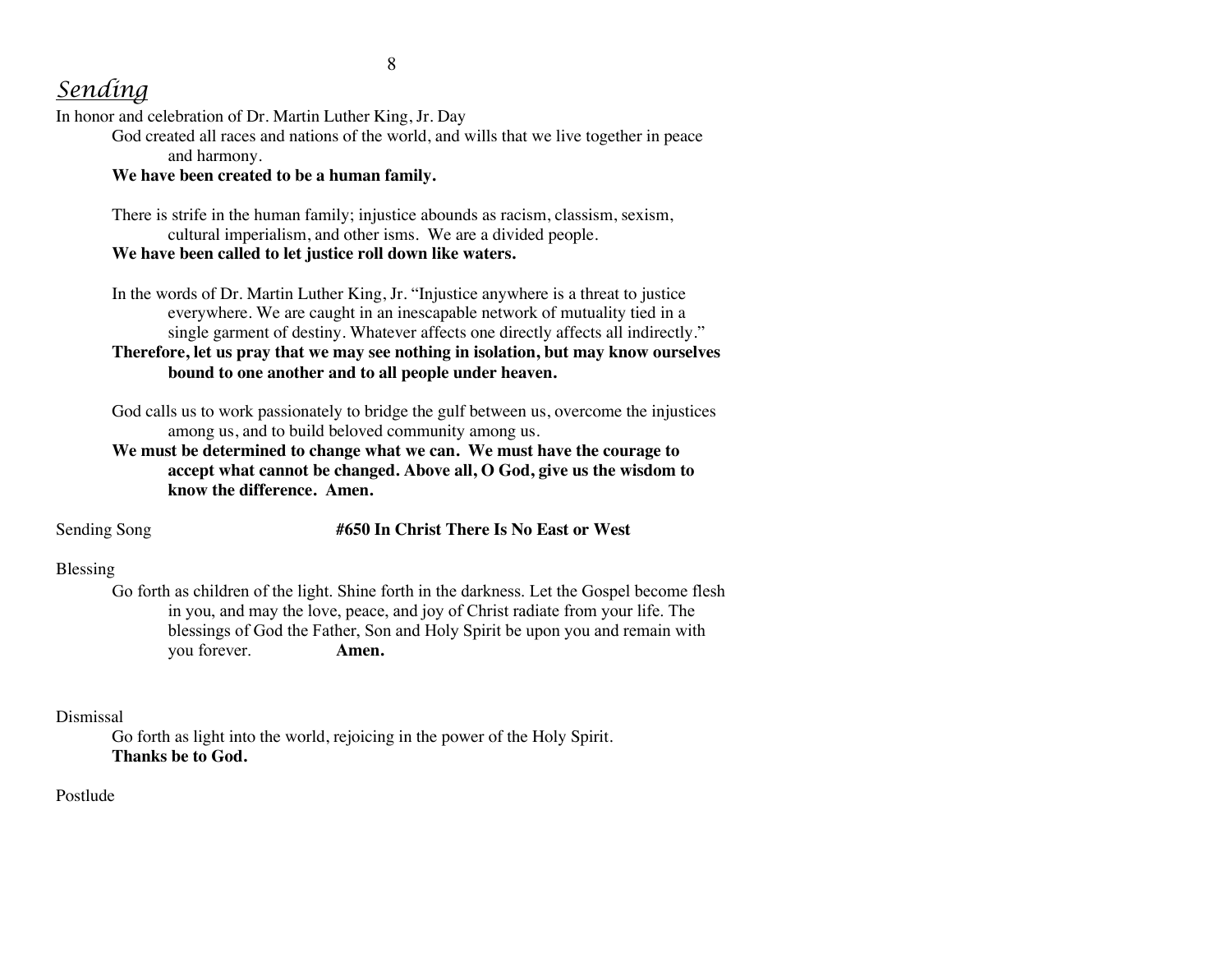## *Sending*

In honor and celebration of Dr. Martin Luther King, Jr. Day

God created all races and nations of the world, and wills that we live together in peace and harmony.
**We have been created to be a human family.**

There is strife in the human family; injustice abounds as racism, classism, sexism, cultural imperialism, and other isms. We are a divided people.
**We have been called to let justice roll down like waters.**

In the words of Dr. Martin Luther King, Jr. "Injustice anywhere is a threat to justice everywhere. We are caught in an inescapable network of mutuality tied in a single garment of destiny. Whatever affects one directly affects all indirectly."
**Therefore, let us pray that we may see nothing in isolation, but may know ourselves bound to one another and to all people under heaven.**

God calls us to work passionately to bridge the gulf between us, overcome the injustices among us, and to build beloved community among us.
**We must be determined to change what we can. We must have the courage to accept what cannot be changed. Above all, O God, give us the wisdom to know the difference. Amen.**

Sending Song **#650 In Christ There Is No East or West**

Blessing

Go forth as children of the light. Shine forth in the darkness. Let the Gospel become flesh in you, and may the love, peace, and joy of Christ radiate from your life. The blessings of God the Father, Son and Holy Spirit be upon you and remain with you forever. **Amen.**

Dismissal

Go forth as light into the world, rejoicing in the power of the Holy Spirit.
**Thanks be to God.**

Postlude